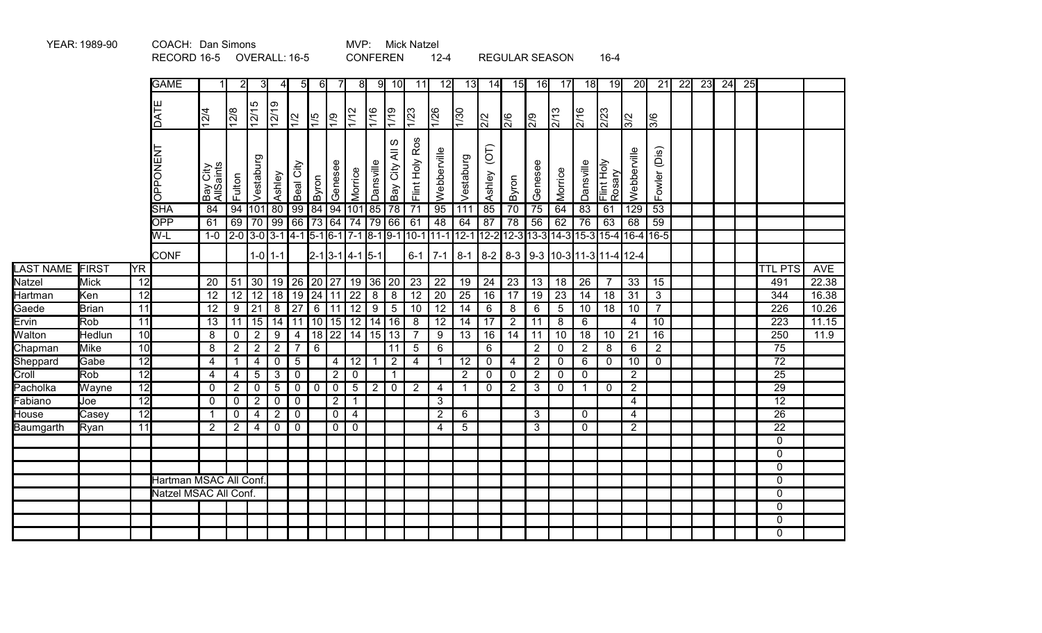YEAR: 1989-90 COACH: Dan Simons MVP: Mick Natzel

RECORD 16-5 OVERALL: 16-5 CONFEREN 12-4 REGULAR SEASON 16-4

| LAST NAME | FIRST | YR | GAME | 1 | 2 | 3 | 4 | 5 | 6 | 7 | 8 | 9 | 10 | 11 | 12 | 13 | 14 | 15 | 16 | 17 | 18 | 19 | 20 | 21 | 22 | 23 | 24 | 25 | TTL PTS | AVE |
|---|---|---|---|---|---|---|---|---|---|---|---|---|---|---|---|---|---|---|---|---|---|---|---|---|---|---|---|---|---|---|
| | | | DATE | 12/4 | 12/8 | 12/15 | 12/19 | 1/2 | 1/5 | 1/9 | 1/12 | 1/16 | 1/19 | 1/23 | 1/26 | 1/30 | 2/2 | 2/6 | 2/9 | 2/13 | 2/16 | 2/23 | 3/2 | 3/6 | | | | | | |
| | | | OPPONENT | Bay City AllSaints | Fulton | Vestaburg | Ashley | Beal City | Byron | Genesee | Morrice | Dansville | Bay City All S | Flint Holy Ros | Webberville | Vestaburg | Ashley (OT) | Byron | Genesee | Morrice | Dansville | Flint Holy Rosary | Webberville | Fowler (Dis) | | | | | | |
| | | | SHA | 84 | 94 | 101 | 80 | 99 | 84 | 94 | 101 | 85 | 78 | 71 | 95 | 111 | 85 | 70 | 75 | 64 | 83 | 61 | 129 | 53 | | | | | | |
| | | | OPP | 61 | 69 | 70 | 99 | 66 | 73 | 64 | 74 | 79 | 66 | 61 | 48 | 64 | 87 | 78 | 56 | 62 | 76 | 63 | 68 | 59 | | | | | | |
| | | | W-L | 1-0 | 2-0 | 3-0 | 3-1 | 4-1 | 5-1 | 6-1 | 7-1 | 8-1 | 9-1 | 10-1 | 11-1 | 12-1 | 12-2 | 12-3 | 13-3 | 14-3 | 15-3 | 15-4 | 16-4 | 16-5 | | | | | | |
| | | | CONF | | | 1-0 | 1-1 | | 2-1 | 3-1 | 4-1 | 5-1 | | 6-1 | 7-1 | 8-1 | 8-2 | 8-3 | 9-3 | 10-3 | 11-3 | 11-4 | 12-4 | | | | | | | |
| Natzel | Mick | 12 | | 20 | 51 | 30 | 19 | 26 | 20 | 27 | 19 | 36 | 20 | 23 | 22 | 19 | 24 | 23 | 13 | 18 | 26 | 7 | 33 | 15 | | | | | 491 | 22.38 |
| Hartman | Ken | 12 | | 12 | 12 | 12 | 18 | 19 | 24 | 11 | 22 | 8 | 8 | 12 | 20 | 25 | 16 | 17 | 19 | 23 | 14 | 18 | 31 | 3 | | | | | 344 | 16.38 |
| Gaede | Brian | 11 | | 12 | 9 | 21 | 8 | 27 | 6 | 11 | 12 | 9 | 5 | 10 | 12 | 14 | 6 | 8 | 6 | 5 | 10 | 18 | 10 | 7 | | | | | 226 | 10.26 |
| Ervin | Rob | 11 | | 13 | 11 | 15 | 14 | 11 | 10 | 15 | 12 | 14 | 16 | 8 | 12 | 14 | 17 | 2 | 11 | 8 | 6 | | 4 | 10 | | | | | 223 | 11.15 |
| Walton | Hedlun | 10 | | 8 | 0 | 2 | 9 | 4 | 18 | 22 | 14 | 15 | 13 | 7 | 9 | 13 | 16 | 14 | 11 | 10 | 18 | 10 | 21 | 16 | | | | | 250 | 11.9 |
| Chapman | Mike | 10 | | 8 | 2 | 2 | 2 | 7 | 6 | | | | 11 | 5 | 6 | | 6 | | 2 | 0 | 2 | 8 | 6 | 2 | | | | | 75 | |
| Sheppard | Gabe | 12 | | 4 | 1 | 4 | 0 | 5 | | 4 | 12 | 1 | 2 | 4 | 1 | 12 | 0 | 4 | 2 | 0 | 6 | 0 | 10 | 0 | | | | | 72 | |
| Croll | Rob | 12 | | 4 | 4 | 5 | 3 | 0 | | 2 | 0 | | 1 | | | 2 | 0 | 0 | 2 | 0 | 0 | | 2 | | | | | | 25 | |
| Pacholka | Wayne | 12 | | 0 | 2 | 0 | 5 | 0 | 0 | 0 | 5 | 2 | 0 | 2 | 4 | 1 | 0 | 2 | 3 | 0 | 1 | 0 | 2 | | | | | | 29 | |
| Fabiano | Joe | 12 | | 0 | 0 | 2 | 0 | 0 | | 2 | 1 | | | | 3 | | | | | | | | 4 | | | | | | 12 | |
| House | Casey | 12 | | 1 | 0 | 4 | 2 | 0 | | 0 | 4 | | | | 2 | 6 | | | 3 | | 0 | | 4 | | | | | | 26 | |
| Baumgarth | Ryan | 11 | | 2 | 2 | 4 | 0 | 0 | | 0 | 0 | | | | 4 | 5 | | | 3 | | 0 | | 2 | | | | | | 22 | |
| | | | | | | | | | | | | | | | | | | | | | | | | | | | | | 0 | |
| | | | | | | | | | | | | | | | | | | | | | | | | | | | | | 0 | |
| | | | | | | | | | | | | | | | | | | | | | | | | | | | | | 0 | |
| | | | Hartman MSAC All Conf. | | | | | | | | | | | | | | | | | | | | | | | | | | 0 | |
| | | | Natzel MSAC All Conf. | | | | | | | | | | | | | | | | | | | | | | | | | | 0 | |
| | | | | | | | | | | | | | | | | | | | | | | | | | | | | | 0 | |
| | | | | | | | | | | | | | | | | | | | | | | | | | | | | | 0 | |
| | | | | | | | | | | | | | | | | | | | | | | | | | | | | | 0 | |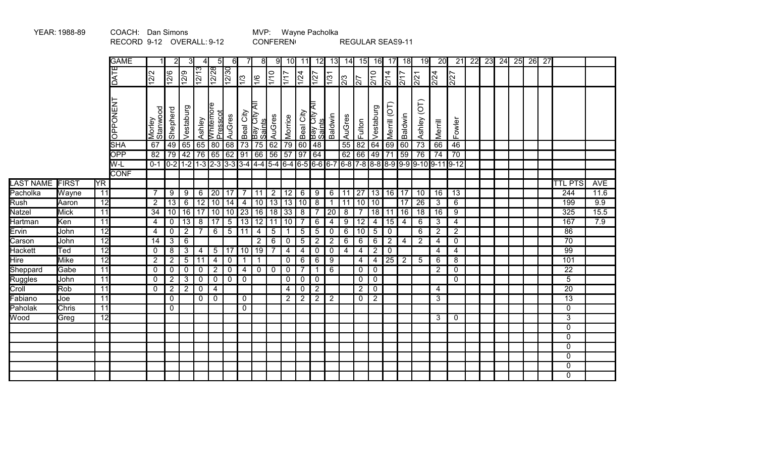YEAR: 1988-89 COACH: Dan Simons MVP: Wayne Pacholka

RECORD 9-12 OVERALL: 9-12 CONFEREN( REGULAR SEAS9-11

| LAST NAME | FIRST | YR | GAME | 1 | 2 | 3 | 4 | 5 | 6 | 7 | 8 | 9 | 10 | 11 | 12 | 13 | 14 | 15 | 16 | 17 | 18 | 19 | 20 | 21 | 22 | 23 | 24 | 25 | 26 | 27 | TTL PTS | AVE |
|---|---|---|---|---|---|---|---|---|---|---|---|---|---|---|---|---|---|---|---|---|---|---|---|---|---|---|---|---|---|---|---|---|
| | | | DATE | 12/2 | 12/6 | 12/9 | 12/13 | 12/28 | 12/30 | 1/3 | 1/6 | 1/10 | 1/17 | 1/24 | 1/27 | 1/31 | 2/3 | 2/7 | 2/10 | 2/14 | 2/17 | 2/21 | 2/24 | 2/27 | | | | | | | | |
| | | | OPPONENT | Morley Stanwood | Shepherd | Vestaburg | Ashley | Whitemore Presscot | AuGres | Beal City | Bay City All Saints | AuGres | Morrice | Beal City | Bay City All Saints | Baldwin | AuGres | Fulton | Vestaburg | Merrill (OT) | Baldwin | Ashley (OT) | Merrill | Fowler | | | | | | | | |
| | | | SHA | 67 | 49 | 65 | 65 | 80 | 68 | 73 | 75 | 62 | 79 | 60 | 48 | | 55 | 82 | 64 | 69 | 60 | 73 | 66 | 46 | | | | | | | | |
| | | | OPP | 82 | 79 | 42 | 76 | 65 | 62 | 91 | 66 | 56 | 57 | 97 | 64 | | 62 | 66 | 49 | 71 | 59 | 76 | 74 | 70 | | | | | | | | |
| | | | W-L | 0-1 | 0-2 | 1-2 | 1-3 | 2-3 | 3-3 | 3-4 | 4-4 | 5-4 | 6-4 | 6-5 | 6-6 | 6-7 | 6-8 | 7-8 | 8-8 | 8-9 | 9-9 | 9-10 | 9-11 | 9-12 | | | | | | | | |
| | | | CONF | | | | | | | | | | | | | | | | | | | | | | | | | | | | | |
| Pacholka | Wayne | 11 | | 7 | 9 | 9 | 6 | 20 | 17 | 7 | 11 | 2 | 12 | 6 | 9 | 6 | 11 | 27 | 13 | 16 | 17 | 10 | 16 | 13 | | | | | | | 244 | 11.6 |
| Rush | Aaron | 12 | | 2 | 13 | 6 | 12 | 10 | 14 | 4 | 10 | 13 | 13 | 10 | 8 | 1 | 11 | 10 | 10 | | 17 | 26 | 3 | 6 | | | | | | | 199 | 9.9 |
| Natzel | Mick | 11 | | 34 | 10 | 16 | 17 | 10 | 10 | 23 | 16 | 18 | 33 | 8 | 7 | 20 | 8 | 7 | 18 | 11 | 16 | 18 | 16 | 9 | | | | | | | 325 | 15.5 |
| Hartman | Ken | 11 | | 4 | 0 | 13 | 8 | 17 | 5 | 13 | 12 | 11 | 10 | 7 | 6 | 4 | 9 | 12 | 4 | 15 | 4 | 6 | 3 | 4 | | | | | | | 167 | 7.9 |
| Ervin | John | 12 | | 4 | 0 | 2 | 7 | 6 | 5 | 11 | 4 | 5 | 1 | 5 | 5 | 0 | 6 | 10 | 5 | 0 | | 6 | 2 | 2 | | | | | | | 86 | |
| Carson | John | 12 | | 14 | 3 | 6 | | | | | 2 | 6 | 0 | 5 | 2 | 2 | 6 | 6 | 6 | 2 | 4 | 2 | 4 | 0 | | | | | | | 70 | |
| Hackett | Ted | 12 | | 0 | 8 | 3 | 4 | 5 | 17 | 10 | 19 | 7 | 4 | 4 | 0 | 0 | 4 | 4 | 2 | 0 | | | 4 | 4 | | | | | | | 99 | |
| Hire | Mike | 12 | | 2 | 2 | 5 | 11 | 4 | 0 | 1 | 1 | | 0 | 6 | 6 | 9 | | 4 | 4 | 25 | 2 | 5 | 6 | 8 | | | | | | | 101 | |
| Sheppard | Gabe | 11 | | 0 | 0 | 0 | 0 | 2 | 0 | 4 | 0 | 0 | 0 | 7 | 1 | 6 | | 0 | 0 | | | | 2 | 0 | | | | | | | 22 | |
| Ruggles | John | 11 | | 0 | 2 | 3 | 0 | 0 | 0 | 0 | | | 0 | 0 | 0 | | | 0 | 0 | | | | | 0 | | | | | | | 5 | |
| Croll | Rob | 11 | | 0 | 2 | 2 | 0 | 4 | | | | | 4 | 0 | 2 | | | 2 | 0 | | | | 4 | | | | | | | | 20 | |
| Fabiano | Joe | 11 | | | 0 | | 0 | 0 | | 0 | | | 2 | 2 | 2 | 2 | | 0 | 2 | | | | 3 | | | | | | | | 13 | |
| Paholak | Chris | 11 | | | 0 | | | | | 0 | | | | | | | | | | | | | | | | | | | | | 0 | |
| Wood | Greg | 12 | | | | | | | | | | | | | | | | | | | | | 3 | 0 | | | | | | | 3 | |
| | | | | | | | | | | | | | | | | | | | | | | | | | | | | | | | 0 | |
| | | | | | | | | | | | | | | | | | | | | | | | | | | | | | | | 0 | |
| | | | | | | | | | | | | | | | | | | | | | | | | | | | | | | | 0 | |
| | | | | | | | | | | | | | | | | | | | | | | | | | | | | | | | 0 | |
| | | | | | | | | | | | | | | | | | | | | | | | | | | | | | | | 0 | |
| | | | | | | | | | | | | | | | | | | | | | | | | | | | | | | | 0 | |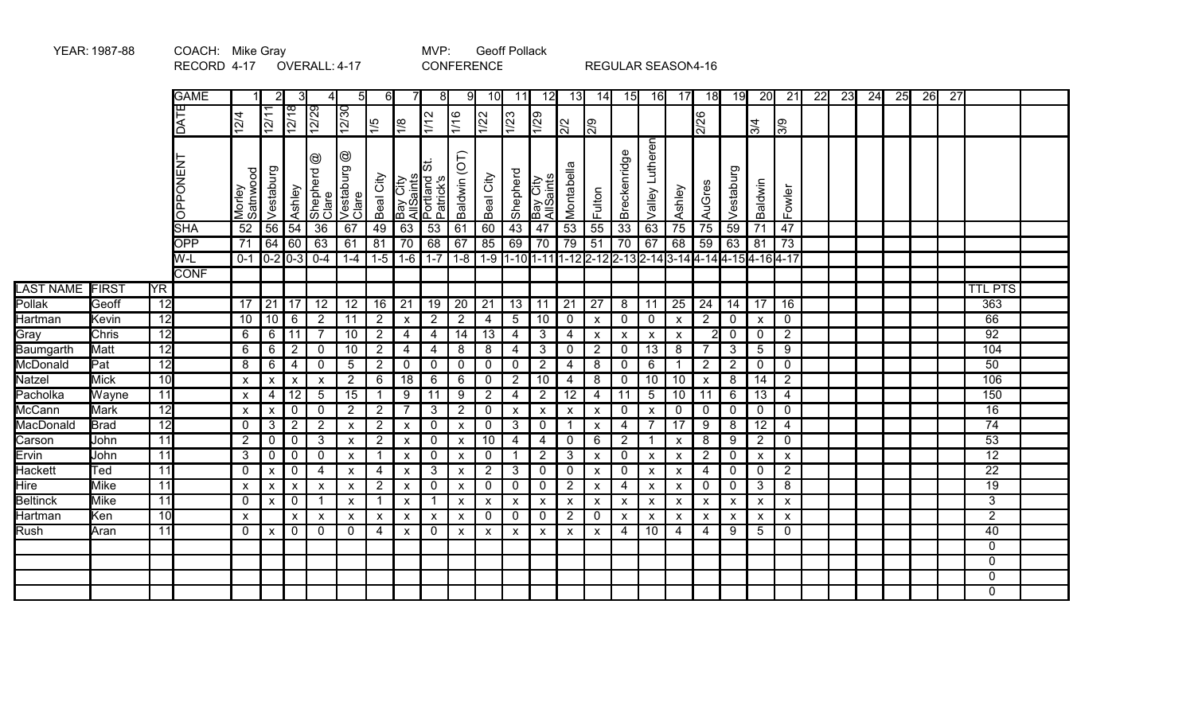YEAR: 1987-88 COACH: Mike Gray MVP: Geoff Pollack

RECORD 4-17 OVERALL: 4-17 CONFERENCE REGULAR SEASON 4-16

| | | | GAME | 1 | 2 | 3 | 4 | 5 | 6 | 7 | 8 | 9 | 10 | 11 | 12 | 13 | 14 | 15 | 16 | 17 | 18 | 19 | 20 | 21 | 22 | 23 | 24 | 25 | 26 | 27 | | |
|---|---|---|---|---|---|---|---|---|---|---|---|---|---|---|---|---|---|---|---|---|---|---|---|---|---|---|---|---|---|---|---|---|
| | | | DATE | 12/4 | 12/11 | 12/18 | 12/29 | 12/30 | 1/5 | 1/8 | 1/12 | 1/16 | 1/22 | 1/23 | 1/29 | 2/2 | 2/9 | | | | 2/26 | | 3/4 | 3/9 | | | | | | | | |
| | | | OPPONENT | Morley Satnwood | Vestaburg | Ashley | Shepherd @ Clare | Vestaburg @ Clare | Beal City | Bay City AllSaints | Portland St. Patrick's | Baldwin (OT) | Beal City | Shepherd | Bay City AllSaints | Montabella | Fulton | Breckenridge | Valley Lutheran | Ashley | AuGres | Vestaburg | Baldwin | Fowler | | | | | | | | |
| | | | SHA | 52 | 56 | 54 | 36 | 67 | 49 | 63 | 53 | 61 | 60 | 43 | 47 | 53 | 55 | 33 | 63 | 75 | 75 | 59 | 71 | 47 | | | | | | | | |
| | | | OPP | 71 | 64 | 60 | 63 | 61 | 81 | 70 | 68 | 67 | 85 | 69 | 70 | 79 | 51 | 70 | 67 | 68 | 59 | 63 | 81 | 73 | | | | | | | | |
| | | | W-L | 0-1 | 0-2 | 0-3 | 0-4 | 1-4 | 1-5 | 1-6 | 1-7 | 1-8 | 1-9 | 1-10 | 1-11 | 1-12 | 2-12 | 2-13 | 2-14 | 3-14 | 4-14 | 4-15 | 4-16 | 4-17 | | | | | | | | |
| | | | CONF | | | | | | | | | | | | | | | | | | | | | | | | | | | | | |
| LAST NAME | FIRST | YR | | | | | | | | | | | | | | | | | | | | | | | | | | | | | TTL PTS | |
| Pollak | Geoff | 12 | | 17 | 21 | 17 | 12 | 12 | 16 | 21 | 19 | 20 | 21 | 13 | 11 | 21 | 27 | 8 | 11 | 25 | 24 | 14 | 17 | 16 | | | | | | | 363 | |
| Hartman | Kevin | 12 | | 10 | 10 | 6 | 2 | 11 | 2 | x | 2 | 2 | 4 | 5 | 10 | 0 | x | 0 | 0 | x | 2 | 0 | x | 0 | | | | | | | 66 | |
| Gray | Chris | 12 | | 6 | 6 | 11 | 7 | 10 | 2 | 4 | 4 | 14 | 13 | 4 | 3 | 4 | x | x | x | x | 2 | 0 | 0 | 2 | | | | | | | 92 | |
| Baumgarth | Matt | 12 | | 6 | 6 | 2 | 0 | 10 | 2 | 4 | 4 | 8 | 8 | 4 | 3 | 0 | 2 | 0 | 13 | 8 | 7 | 3 | 5 | 9 | | | | | | | 104 | |
| McDonald | Pat | 12 | | 8 | 6 | 4 | 0 | 5 | 2 | 0 | 0 | 0 | 0 | 0 | 2 | 4 | 8 | 0 | 6 | 1 | 2 | 2 | 0 | 0 | | | | | | | 50 | |
| Natzel | Mick | 10 | | x | x | x | x | 2 | 6 | 18 | 6 | 6 | 0 | 2 | 10 | 4 | 8 | 0 | 10 | 10 | x | 8 | 14 | 2 | | | | | | | 106 | |
| Pacholka | Wayne | 11 | | x | 4 | 12 | 5 | 15 | 1 | 9 | 11 | 9 | 2 | 4 | 2 | 12 | 4 | 11 | 5 | 10 | 11 | 6 | 13 | 4 | | | | | | | 150 | |
| McCann | Mark | 12 | | x | x | 0 | 0 | 2 | 2 | 7 | 3 | 2 | 0 | x | x | x | x | 0 | x | 0 | 0 | 0 | 0 | 0 | | | | | | | 16 | |
| MacDonald | Brad | 12 | | 0 | 3 | 2 | 2 | x | 2 | x | 0 | x | 0 | 3 | 0 | 1 | x | 4 | 7 | 17 | 9 | 8 | 12 | 4 | | | | | | | 74 | |
| Carson | John | 11 | | 2 | 0 | 0 | 3 | x | 2 | x | 0 | x | 10 | 4 | 4 | 0 | 6 | 2 | 1 | x | 8 | 9 | 2 | 0 | | | | | | | 53 | |
| Ervin | John | 11 | | 3 | 0 | 0 | 0 | x | 1 | x | 0 | x | 0 | 1 | 2 | 3 | x | 0 | x | x | 2 | 0 | x | x | | | | | | | 12 | |
| Hackett | Ted | 11 | | 0 | x | 0 | 4 | x | 4 | x | 3 | x | 2 | 3 | 0 | 0 | x | 0 | x | x | 4 | 0 | 0 | 2 | | | | | | | 22 | |
| Hire | Mike | 11 | | x | x | x | x | x | 2 | x | 0 | x | 0 | 0 | 0 | 2 | x | 4 | x | x | 0 | 0 | 3 | 8 | | | | | | | 19 | |
| Beltinck | Mike | 11 | | 0 | x | 0 | 1 | x | 1 | x | 1 | x | x | x | x | x | x | x | x | x | x | x | x | x | | | | | | | 3 | |
| Hartman | Ken | 10 | | x | | x | x | x | x | x | x | x | 0 | 0 | 0 | 2 | 0 | x | x | x | x | x | x | x | | | | | | | 2 | |
| Rush | Aran | 11 | | 0 | x | 0 | 0 | 0 | 4 | x | 0 | x | x | x | x | x | x | 4 | 10 | 4 | 4 | 9 | 5 | 0 | | | | | | | 40 | |
| | | | | | | | | | | | | | | | | | | | | | | | | | | | | | | | 0 | |
| | | | | | | | | | | | | | | | | | | | | | | | | | | | | | | | 0 | |
| | | | | | | | | | | | | | | | | | | | | | | | | | | | | | | | 0 | |
| | | | | | | | | | | | | | | | | | | | | | | | | | | | | | | | 0 | |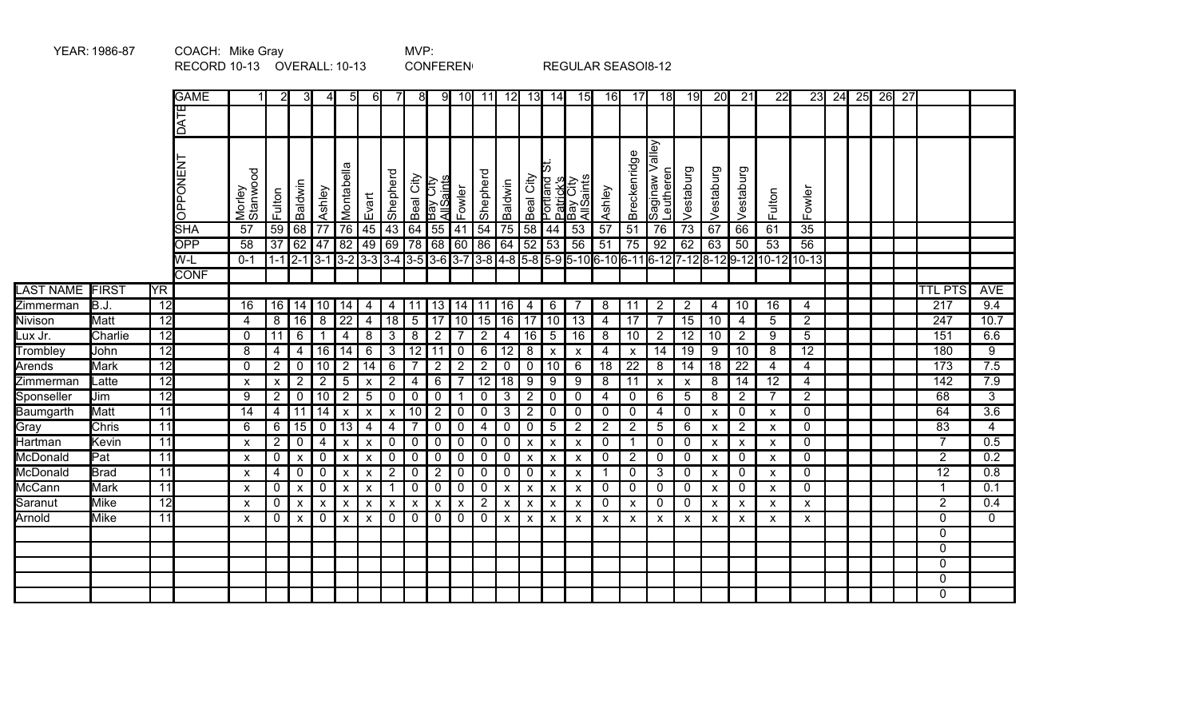YEAR: 1986-87 COACH: Mike Gray MVP:

RECORD 10-13 OVERALL: 10-13 CONFEREN REGULAR SEASOI8-12

| | | | GAME | 1 | 2 | 3 | 4 | 5 | 6 | 7 | 8 | 9 | 10 | 11 | 12 | 13 | 14 | 15 | 16 | 17 | 18 | 19 | 20 | 21 | 22 | 23 | 24 | 25 | 26 | 27 | | |
|---|---|---|---|---|---|---|---|---|---|---|---|---|---|---|---|---|---|---|---|---|---|---|---|---|---|---|---|---|---|---|---|---|
| | | | DATE | | | | | | | | | | | | | | | | | | | | | | | | | | | | | |
| | | | OPPONENT | Morley Stanwood | Fulton | Baldwin | Ashley | Montabella | Evart | Shepherd | Beal City | Bay City AllSaints | Fowler | Shepherd | Baldwin | Beal City | Portland St. Patrick's | Bay City AllSaints | Ashley | Breckenridge | Saginaw Valley Leutheren | Vestaburg | Vestaburg | Vestaburg | Fulton | Fowler | | | | | | |
| | | | SHA | 57 | 59 | 68 | 77 | 76 | 45 | 43 | 64 | 55 | 41 | 54 | 75 | 58 | 44 | 53 | 57 | 51 | 76 | 73 | 67 | 66 | 61 | 35 | | | | | | |
| | | | OPP | 58 | 37 | 62 | 47 | 82 | 49 | 69 | 78 | 68 | 60 | 86 | 64 | 52 | 53 | 56 | 51 | 75 | 92 | 62 | 63 | 50 | 53 | 56 | | | | | | |
| | | | W-L | 0-1 | 1-1 | 2-1 | 3-1 | 3-2 | 3-3 | 3-4 | 3-5 | 3-6 | 3-7 | 3-8 | 4-8 | 5-8 | 5-9 | 5-10 | 6-10 | 6-11 | 6-12 | 7-12 | 8-12 | 9-12 | 10-12 | 10-13 | | | | | | |
| | | | CONF | | | | | | | | | | | | | | | | | | | | | | | | | | | | | |
| LAST NAME | FIRST | YR | | | | | | | | | | | | | | | | | | | | | | | | | | | | | TTL PTS | AVE |
| Zimmerman | B.J. | 12 | | 16 | 16 | 14 | 10 | 14 | 4 | 4 | 11 | 13 | 14 | 11 | 16 | 4 | 6 | 7 | 8 | 11 | 2 | 2 | 4 | 10 | 16 | 4 | | | | | 217 | 9.4 |
| Nivison | Matt | 12 | | 4 | 8 | 16 | 8 | 22 | 4 | 18 | 5 | 17 | 10 | 15 | 16 | 17 | 10 | 13 | 4 | 17 | 7 | 15 | 10 | 4 | 5 | 2 | | | | | 247 | 10.7 |
| Lux Jr. | Charlie | 12 | | 0 | 11 | 6 | 1 | 4 | 8 | 3 | 8 | 2 | 7 | 2 | 4 | 16 | 5 | 16 | 8 | 10 | 2 | 12 | 10 | 2 | 9 | 5 | | | | | 151 | 6.6 |
| Trombley | John | 12 | | 8 | 4 | 4 | 16 | 14 | 6 | 3 | 12 | 11 | 0 | 6 | 12 | 8 | x | x | 4 | x | 14 | 19 | 9 | 10 | 8 | 12 | | | | | 180 | 9 |
| Arends | Mark | 12 | | 0 | 2 | 0 | 10 | 2 | 14 | 6 | 7 | 2 | 2 | 2 | 0 | 0 | 10 | 6 | 18 | 22 | 8 | 14 | 18 | 22 | 4 | 4 | | | | | 173 | 7.5 |
| Zimmerman | Latte | 12 | | x | x | 2 | 2 | 5 | x | 2 | 4 | 6 | 7 | 12 | 18 | 9 | 9 | 9 | 8 | 11 | x | x | 8 | 14 | 12 | 4 | | | | | 142 | 7.9 |
| Sponseller | Jim | 12 | | 9 | 2 | 0 | 10 | 2 | 5 | 0 | 0 | 0 | 1 | 0 | 3 | 2 | 0 | 0 | 4 | 0 | 6 | 5 | 8 | 2 | 7 | 2 | | | | | 68 | 3 |
| Baumgarth | Matt | 11 | | 14 | 4 | 11 | 14 | x | x | x | 10 | 2 | 0 | 0 | 3 | 2 | 0 | 0 | 0 | 0 | 4 | 0 | x | 0 | x | 0 | | | | | 64 | 3.6 |
| Gray | Chris | 11 | | 6 | 6 | 15 | 0 | 13 | 4 | 4 | 7 | 0 | 0 | 4 | 0 | 0 | 5 | 2 | 2 | 2 | 5 | 6 | x | 2 | x | 0 | | | | | 83 | 4 |
| Hartman | Kevin | 11 | | x | 2 | 0 | 4 | x | x | 0 | 0 | 0 | 0 | 0 | 0 | x | x | x | 0 | 1 | 0 | 0 | x | x | x | 0 | | | | | 7 | 0.5 |
| McDonald | Pat | 11 | | x | 0 | x | 0 | x | x | 0 | 0 | 0 | 0 | 0 | 0 | x | x | x | 0 | 2 | 0 | 0 | x | 0 | x | 0 | | | | | 2 | 0.2 |
| McDonald | Brad | 11 | | x | 4 | 0 | 0 | x | x | 2 | 0 | 2 | 0 | 0 | 0 | 0 | x | x | 1 | 0 | 3 | 0 | x | 0 | x | 0 | | | | | 12 | 0.8 |
| McCann | Mark | 11 | | x | 0 | x | 0 | x | x | 1 | 0 | 0 | 0 | 0 | x | x | x | x | 0 | 0 | 0 | 0 | x | 0 | x | 0 | | | | | 1 | 0.1 |
| Saranut | Mike | 12 | | x | 0 | x | x | x | x | x | x | x | x | 2 | x | x | x | x | 0 | x | 0 | 0 | x | x | x | x | | | | | 2 | 0.4 |
| Arnold | Mike | 11 | | x | 0 | x | 0 | x | x | 0 | 0 | 0 | 0 | 0 | x | x | x | x | x | x | x | x | x | x | x | x | | | | | 0 | 0 |
| | | | | | | | | | | | | | | | | | | | | | | | | | | | | | | | 0 | |
| | | | | | | | | | | | | | | | | | | | | | | | | | | | | | | | 0 | |
| | | | | | | | | | | | | | | | | | | | | | | | | | | | | | | | 0 | |
| | | | | | | | | | | | | | | | | | | | | | | | | | | | | | | | 0 | |
| | | | | | | | | | | | | | | | | | | | | | | | | | | | | | | | 0 | |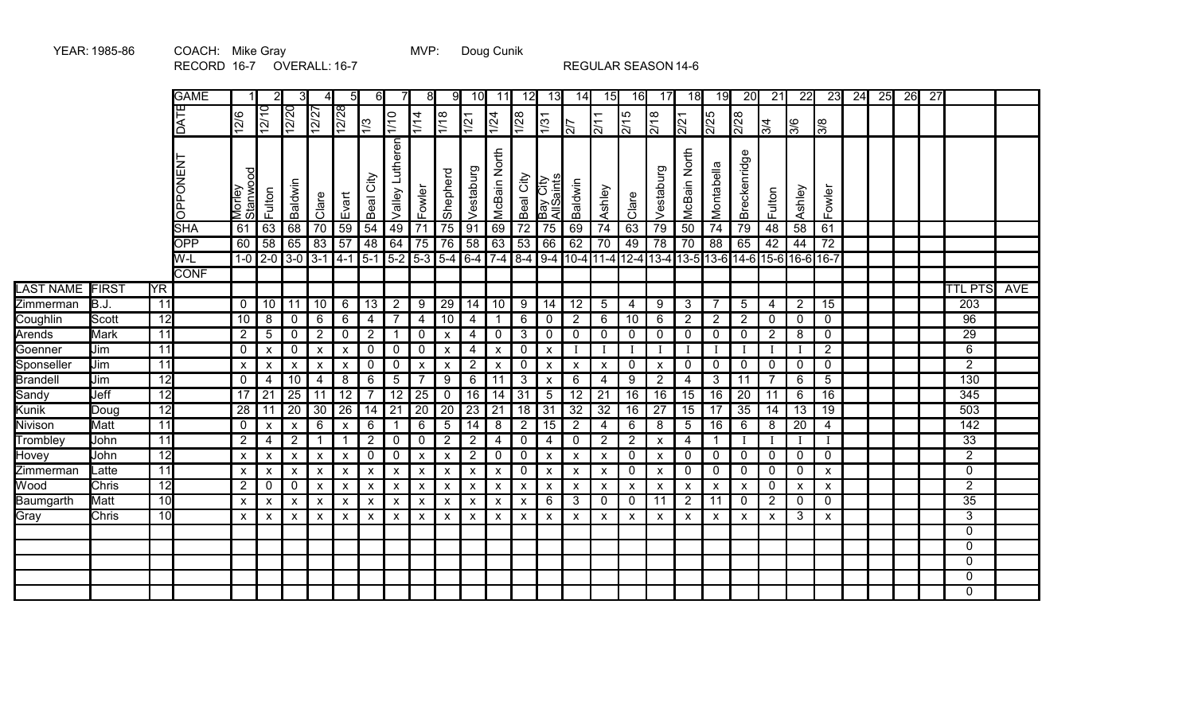YEAR: 1985-86 COACH: Mike Gray MVP: Doug Cunik

RECORD 16-7 OVERALL: 16-7 REGULAR SEASON 14-6

| | | | GAME | 1 | 2 | 3 | 4 | 5 | 6 | 7 | 8 | 9 | 10 | 11 | 12 | 13 | 14 | 15 | 16 | 17 | 18 | 19 | 20 | 21 | 22 | 23 | 24 | 25 | 26 | 27 | | |
|---|---|---|---|---|---|---|---|---|---|---|---|---|---|---|---|---|---|---|---|---|---|---|---|---|---|---|---|---|---|---|---|---|
| | | | DATE | 12/6 | 12/10 | 12/20 | 12/27 | 12/28 | 1/3 | 1/10 | 1/14 | 1/18 | 1/21 | 1/24 | 1/28 | 1/31 | 2/7 | 2/11 | 2/15 | 2/18 | 2/21 | 2/25 | 2/28 | 3/4 | 3/6 | 3/8 | | | | | | |
| | | | OPPONENT | Morley Stanwood | Fulton | Baldwin | Clare | Evart | Beal City | Valley Lutheran | Fowler | Shepherd | Vestaburg | McBain North | Beal City | Bay City AllSaints | Baldwin | Ashley | Clare | Vestaburg | McBain North | Montabella | Breckenridge | Fulton | Ashley | Fowler | | | | | | |
| | | | SHA | 61 | 63 | 68 | 70 | 59 | 54 | 49 | 71 | 75 | 91 | 69 | 72 | 75 | 69 | 74 | 63 | 79 | 50 | 74 | 79 | 48 | 58 | 61 | | | | | | |
| | | | OPP | 60 | 58 | 65 | 83 | 57 | 48 | 64 | 75 | 76 | 58 | 63 | 53 | 66 | 62 | 70 | 49 | 78 | 70 | 88 | 65 | 42 | 44 | 72 | | | | | | |
| | | | W-L | 1-0 | 2-0 | 3-0 | 3-1 | 4-1 | 5-1 | 5-2 | 5-3 | 5-4 | 6-4 | 7-4 | 8-4 | 9-4 | 10-4 | 11-4 | 12-4 | 13-4 | 13-5 | 13-6 | 14-6 | 15-6 | 16-6 | 16-7 | | | | | | |
| | | | CONF | | | | | | | | | | | | | | | | | | | | | | | | | | | | | |
| LAST NAME | FIRST | YR | | | | | | | | | | | | | | | | | | | | | | | | | | | | | TTL PTS | AVE |
| Zimmerman | B.J. | 11 | | 0 | 10 | 11 | 10 | 6 | 13 | 2 | 9 | 29 | 14 | 10 | 9 | 14 | 12 | 5 | 4 | 9 | 3 | 7 | 5 | 4 | 2 | 15 | | | | | 203 | |
| Coughlin | Scott | 12 | | 10 | 8 | 0 | 6 | 6 | 4 | 7 | 4 | 10 | 4 | 1 | 6 | 0 | 2 | 6 | 10 | 6 | 2 | 2 | 2 | 0 | 0 | 0 | | | | | 96 | |
| Arends | Mark | 11 | | 2 | 5 | 0 | 2 | 0 | 2 | 1 | 0 | x | 4 | 0 | 3 | 0 | 0 | 0 | 0 | 0 | 0 | 0 | 0 | 2 | 8 | 0 | | | | | 29 | |
| Goenner | Jim | 11 | | 0 | x | 0 | x | x | 0 | 0 | 0 | x | 4 | x | 0 | x | I | I | I | I | I | I | I | I | I | 2 | | | | | 6 | |
| Sponseller | Jim | 11 | | x | x | x | x | x | 0 | 0 | x | x | 2 | x | 0 | x | x | x | 0 | x | 0 | 0 | 0 | 0 | 0 | 0 | | | | | 2 | |
| Brandell | Jim | 12 | | 0 | 4 | 10 | 4 | 8 | 6 | 5 | 7 | 9 | 6 | 11 | 3 | x | 6 | 4 | 9 | 2 | 4 | 3 | 11 | 7 | 6 | 5 | | | | | 130 | |
| Sandy | Jeff | 12 | | 17 | 21 | 25 | 11 | 12 | 7 | 12 | 25 | 0 | 16 | 14 | 31 | 5 | 12 | 21 | 16 | 16 | 15 | 16 | 20 | 11 | 6 | 16 | | | | | 345 | |
| Kunik | Doug | 12 | | 28 | 11 | 20 | 30 | 26 | 14 | 21 | 20 | 20 | 23 | 21 | 18 | 31 | 32 | 32 | 16 | 27 | 15 | 17 | 35 | 14 | 13 | 19 | | | | | 503 | |
| Nivison | Matt | 11 | | 0 | x | x | 6 | x | 6 | 1 | 6 | 5 | 14 | 8 | 2 | 15 | 2 | 4 | 6 | 8 | 5 | 16 | 6 | 8 | 20 | 4 | | | | | 142 | |
| Trombley | John | 11 | | 2 | 4 | 2 | 1 | 1 | 2 | 0 | 0 | 2 | 2 | 4 | 0 | 4 | 0 | 2 | 2 | x | 4 | 1 | I | I | I | I | | | | | 33 | |
| Hovey | John | 12 | | x | x | x | x | x | 0 | 0 | x | x | 2 | 0 | 0 | x | x | x | 0 | x | 0 | 0 | 0 | 0 | 0 | 0 | | | | | 2 | |
| Zimmerman | Latte | 11 | | x | x | x | x | x | x | x | x | x | x | x | 0 | x | x | x | 0 | x | 0 | 0 | 0 | 0 | 0 | x | | | | | 0 | |
| Wood | Chris | 12 | | 2 | 0 | 0 | x | x | x | x | x | x | x | x | x | x | x | x | x | x | x | x | x | 0 | x | x | | | | | 2 | |
| Baumgarth | Matt | 10 | | x | x | x | x | x | x | x | x | x | x | x | x | 6 | 3 | 0 | 0 | 11 | 2 | 11 | 0 | 2 | 0 | 0 | | | | | 35 | |
| Gray | Chris | 10 | | x | x | x | x | x | x | x | x | x | x | x | x | x | x | x | x | x | x | x | x | x | 3 | x | | | | | 3 | |
| | | | | | | | | | | | | | | | | | | | | | | | | | | | | | | | 0 | |
| | | | | | | | | | | | | | | | | | | | | | | | | | | | | | | | 0 | |
| | | | | | | | | | | | | | | | | | | | | | | | | | | | | | | | 0 | |
| | | | | | | | | | | | | | | | | | | | | | | | | | | | | | | | 0 | |
| | | | | | | | | | | | | | | | | | | | | | | | | | | | | | | | 0 | |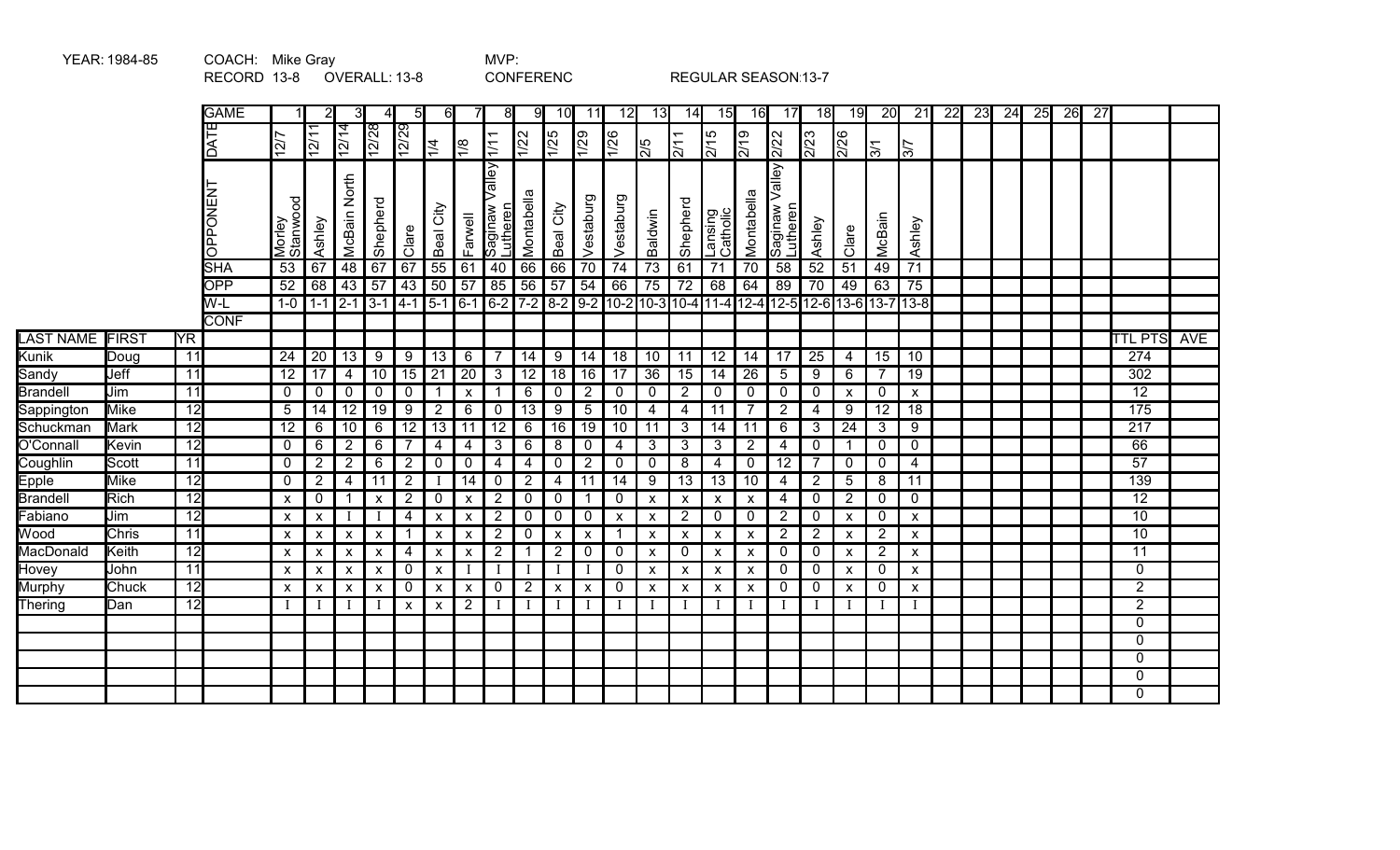YEAR: 1984-85 COACH: Mike Gray MVP:

RECORD 13-8 OVERALL: 13-8 CONFERENC REGULAR SEASON:13-7

| | | | GAME | 1 | 2 | 3 | 4 | 5 | 6 | 7 | 8 | 9 | 10 | 11 | 12 | 13 | 14 | 15 | 16 | 17 | 18 | 19 | 20 | 21 | 22 | 23 | 24 | 25 | 26 | 27 | | |
|---|---|---|---|---|---|---|---|---|---|---|---|---|---|---|---|---|---|---|---|---|---|---|---|---|---|---|---|---|---|---|---|---|
| | | | DATE | 12/7 | 12/11 | 12/14 | 12/28 | 12/29 | 1/4 | 1/8 | 1/11 | 1/22 | 1/25 | 1/29 | 1/26 | 2/5 | 2/11 | 2/15 | 2/19 | 2/22 | 2/23 | 2/26 | 3/1 | 3/7 | | | | | | | | |
| | | | OPPONENT | Morley Stanwood | Ashley | McBain North | Shepherd | Clare | Beal City | Farwell | Saginaw Valley Lutheren | Montabella | Beal City | Vestaburg | Vestaburg | Baldwin | Shepherd | Lansing Catholic | Montabella | Saginaw Valley Lutheren | Ashley | Clare | McBain | Ashley | | | | | | | | |
| | | | SHA | 53 | 67 | 48 | 67 | 67 | 55 | 61 | 40 | 66 | 66 | 70 | 74 | 73 | 61 | 71 | 70 | 58 | 52 | 51 | 49 | 71 | | | | | | | | |
| | | | OPP | 52 | 68 | 43 | 57 | 43 | 50 | 57 | 85 | 56 | 57 | 54 | 66 | 75 | 72 | 68 | 64 | 89 | 70 | 49 | 63 | 75 | | | | | | | | |
| | | | W-L | 1-0 | 1-1 | 2-1 | 3-1 | 4-1 | 5-1 | 6-1 | 6-2 | 7-2 | 8-2 | 9-2 | 10-2 | 10-3 | 10-4 | 11-4 | 12-4 | 12-5 | 12-6 | 13-6 | 13-7 | 13-8 | | | | | | | | |
| | | | CONF | | | | | | | | | | | | | | | | | | | | | | | | | | | | | |
| LAST NAME | FIRST | YR | | | | | | | | | | | | | | | | | | | | | | | | | | | | | TTL PTS | AVE |
| Kunik | Doug | 11 | | 24 | 20 | 13 | 9 | 9 | 13 | 6 | 7 | 14 | 9 | 14 | 18 | 10 | 11 | 12 | 14 | 17 | 25 | 4 | 15 | 10 | | | | | | | 274 | |
| Sandy | Jeff | 11 | | 12 | 17 | 4 | 10 | 15 | 21 | 20 | 3 | 12 | 18 | 16 | 17 | 36 | 15 | 14 | 26 | 5 | 9 | 6 | 7 | 19 | | | | | | | 302 | |
| Brandell | Jim | 11 | | 0 | 0 | 0 | 0 | 0 | 1 | x | 1 | 6 | 0 | 2 | 0 | 0 | 2 | 0 | 0 | 0 | 0 | x | 0 | x | | | | | | | 12 | |
| Sappington | Mike | 12 | | 5 | 14 | 12 | 19 | 9 | 2 | 6 | 0 | 13 | 9 | 5 | 10 | 4 | 4 | 11 | 7 | 2 | 4 | 9 | 12 | 18 | | | | | | | 175 | |
| Schuckman | Mark | 12 | | 12 | 6 | 10 | 6 | 12 | 13 | 11 | 12 | 6 | 16 | 19 | 10 | 11 | 3 | 14 | 11 | 6 | 3 | 24 | 3 | 9 | | | | | | | 217 | |
| O'Connall | Kevin | 12 | | 0 | 6 | 2 | 6 | 7 | 4 | 4 | 3 | 6 | 8 | 0 | 4 | 3 | 3 | 3 | 2 | 4 | 0 | 1 | 0 | 0 | | | | | | | 66 | |
| Coughlin | Scott | 11 | | 0 | 2 | 2 | 6 | 2 | 0 | 0 | 4 | 4 | 0 | 2 | 0 | 0 | 8 | 4 | 0 | 12 | 7 | 0 | 0 | 4 | | | | | | | 57 | |
| Epple | Mike | 12 | | 0 | 2 | 4 | 11 | 2 | I | 14 | 0 | 2 | 4 | 11 | 14 | 9 | 13 | 13 | 10 | 4 | 2 | 5 | 8 | 11 | | | | | | | 139 | |
| Brandell | Rich | 12 | | x | 0 | 1 | x | 2 | 0 | x | 2 | 0 | 0 | 1 | 0 | x | x | x | x | 4 | 0 | 2 | 0 | 0 | | | | | | | 12 | |
| Fabiano | Jim | 12 | | x | x | I | I | 4 | x | x | 2 | 0 | 0 | 0 | x | x | 2 | 0 | 0 | 2 | 0 | x | 0 | x | | | | | | | 10 | |
| Wood | Chris | 11 | | x | x | x | x | 1 | x | x | 2 | 0 | x | x | 1 | x | x | x | x | 2 | 2 | x | 2 | x | | | | | | | 10 | |
| MacDonald | Keith | 12 | | x | x | x | x | 4 | x | x | 2 | 1 | 2 | 0 | 0 | x | 0 | x | x | 0 | 0 | x | 2 | x | | | | | | | 11 | |
| Hovey | John | 11 | | x | x | x | x | 0 | x | I | I | I | I | I | 0 | x | x | x | x | 0 | 0 | x | 0 | x | | | | | | | 0 | |
| Murphy | Chuck | 12 | | x | x | x | x | 0 | x | x | 0 | 2 | x | x | 0 | x | x | x | x | 0 | 0 | x | 0 | x | | | | | | | 2 | |
| Thering | Dan | 12 | | I | I | I | I | x | x | 2 | I | I | I | I | I | I | I | I | I | I | I | I | I | I | | | | | | | 2 | |
| | | | | | | | | | | | | | | | | | | | | | | | | | | | | | | | 0 | |
| | | | | | | | | | | | | | | | | | | | | | | | | | | | | | | | 0 | |
| | | | | | | | | | | | | | | | | | | | | | | | | | | | | | | | 0 | |
| | | | | | | | | | | | | | | | | | | | | | | | | | | | | | | | 0 | |
| | | | | | | | | | | | | | | | | | | | | | | | | | | | | | | | 0 | |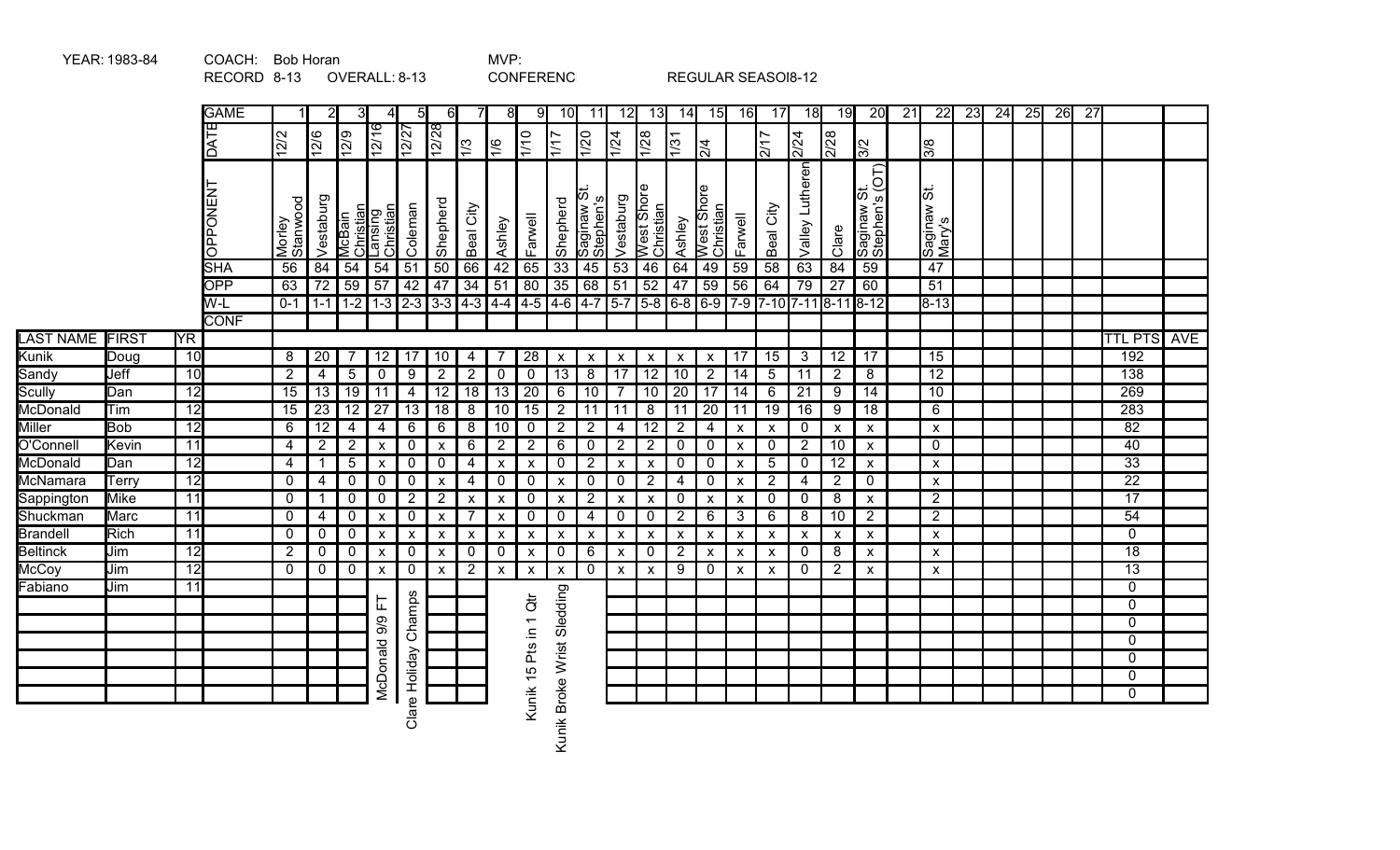YEAR: 1983-84 COACH: Bob Horan MVP:

RECORD 8-13 OVERALL: 8-13 CONFERENC REGULAR SEASOI8-12

| | | | GAME | 1 | 2 | 3 | 4 | 5 | 6 | 7 | 8 | 9 | 10 | 11 | 12 | 13 | 14 | 15 | 16 | 17 | 18 | 19 | 20 | 21 | 22 | 23 | 24 | 25 | 26 | 27 | | |
|---|---|---|---|---|---|---|---|---|---|---|---|---|---|---|---|---|---|---|---|---|---|---|---|---|---|---|---|---|---|---|---|---|
| | | | DATE | 12/2 | 12/6 | 12/9 | 12/16 | 12/27 | 12/28 | 1/3 | 1/6 | 1/10 | 1/17 | 1/20 | 1/24 | 1/28 | 1/31 | 2/4 | | 2/17 | 2/24 | 2/28 | 3/2 | | 3/8 | | | | | | | |
| | | | OPPONENT | Morley Stanwood | Vestaburg | McBain Christian | Lansing Christian | Coleman | Shepherd | Beal City | Ashley | Farwell | Shepherd | Saginaw St. Stephen's | Vestaburg | West Shore Christian | Ashley | West Shore Christian | Farwell | Beal City | Valley Lutheran | Clare | Saginaw St. Stephen's (OT) | | Saginaw St. Mary's | | | | | | | |
| | | | SHA | 56 | 84 | 54 | 54 | 51 | 50 | 66 | 42 | 65 | 33 | 45 | 53 | 46 | 64 | 49 | 59 | 58 | 63 | 84 | 59 | | 47 | | | | | | | |
| | | | OPP | 63 | 72 | 59 | 57 | 42 | 47 | 34 | 51 | 80 | 35 | 68 | 51 | 52 | 47 | 59 | 56 | 64 | 79 | 27 | 60 | | 51 | | | | | | | |
| | | | W-L | 0-1 | 1-1 | 1-2 | 1-3 | 2-3 | 3-3 | 4-3 | 4-4 | 4-5 | 4-6 | 4-7 | 5-7 | 5-8 | 6-8 | 6-9 | 7-9 | 7-10 | 7-11 | 8-11 | 8-12 | | 8-13 | | | | | | | |
| | | | CONF | | | | | | | | | | | | | | | | | | | | | | | | | | | | | |
| LAST NAME | FIRST | YR | | | | | | | | | | | | | | | | | | | | | | | | | | | | | TTL PTS | AVE |
| Kunik | Doug | 10 | | 8 | 20 | 7 | 12 | 17 | 10 | 4 | 7 | 28 | x | x | x | x | x | x | 17 | 15 | 3 | 12 | 17 | | 15 | | | | | | 192 | |
| Sandy | Jeff | 10 | | 2 | 4 | 5 | 0 | 9 | 2 | 2 | 0 | 0 | 13 | 8 | 17 | 12 | 10 | 2 | 14 | 5 | 11 | 2 | 8 | | 12 | | | | | | 138 | |
| Scully | Dan | 12 | | 15 | 13 | 19 | 11 | 4 | 12 | 18 | 13 | 20 | 6 | 10 | 7 | 10 | 20 | 17 | 14 | 6 | 21 | 9 | 14 | | 10 | | | | | | 269 | |
| McDonald | Tim | 12 | | 15 | 23 | 12 | 27 | 13 | 18 | 8 | 10 | 15 | 2 | 11 | 11 | 8 | 11 | 20 | 11 | 19 | 16 | 9 | 18 | | 6 | | | | | | 283 | |
| Miller | Bob | 12 | | 6 | 12 | 4 | 4 | 6 | 6 | 8 | 10 | 0 | 2 | 2 | 4 | 12 | 2 | 4 | x | x | 0 | x | x | | x | | | | | | 82 | |
| O'Connell | Kevin | 11 | | 4 | 2 | 2 | x | 0 | x | 6 | 2 | 2 | 6 | 0 | 2 | 2 | 0 | 0 | x | 0 | 2 | 10 | x | | 0 | | | | | | 40 | |
| McDonald | Dan | 12 | | 4 | 1 | 5 | x | 0 | 0 | 4 | x | x | 0 | 2 | x | x | 0 | 0 | x | 5 | 0 | 12 | x | | x | | | | | | 33 | |
| McNamara | Terry | 12 | | 0 | 4 | 0 | 0 | 0 | x | 4 | 0 | 0 | x | 0 | 0 | 2 | 4 | 0 | x | 2 | 4 | 2 | 0 | | x | | | | | | 22 | |
| Sappington | Mike | 11 | | 0 | 1 | 0 | 0 | 2 | 2 | x | x | 0 | x | 2 | x | x | 0 | x | x | 0 | 0 | 8 | x | | 2 | | | | | | 17 | |
| Shuckman | Marc | 11 | | 0 | 4 | 0 | x | 0 | x | 7 | x | 0 | 0 | 4 | 0 | 0 | 2 | 6 | 3 | 6 | 8 | 10 | 2 | | 2 | | | | | | 54 | |
| Brandell | Rich | 11 | | 0 | 0 | 0 | x | x | x | x | x | x | x | x | x | x | x | x | x | x | x | x | x | | x | | | | | | 0 | |
| Beltinck | Jim | 12 | | 2 | 0 | 0 | x | 0 | x | 0 | 0 | x | 0 | 6 | x | 0 | 2 | x | x | x | 0 | 8 | x | | x | | | | | | 18 | |
| McCoy | Jim | 12 | | 0 | 0 | 0 | x | 0 | x | 2 | x | x | x | 0 | x | x | 9 | 0 | x | x | 0 | 2 | x | | x | | | | | | 13 | |
| Fabiano | Jim | 11 | | | | | | | | | | | | | | | | | | | | | | | | | | | | | 0 | |
| | | | | | | | | | | | | | | | | | | | | | | | | | | | | | | | 0 | |
| | | | | | | | | | | | | | | | | | | | | | | | | | | | | | | | 0 | |
| | | | | | | | | | | | | | | | | | | | | | | | | | | | | | | | 0 | |
| | | | | | | | | | | | | | | | | | | | | | | | | | | | | | | | 0 | |
| | | | | | | | | | | | | | | | | | | | | | | | | | | | | | | | 0 | |
| | | | | | | | | | | | | | | | | | | | | | | | | | | | | | | | 0 | |

Notes: Game 4: McDonald 9/9 FT; Game 5: Clare Holiday Champs; Game 9: Kunik 15 Pts in 1 Qtr; Game 10: Kunik Broke Wrist Sledding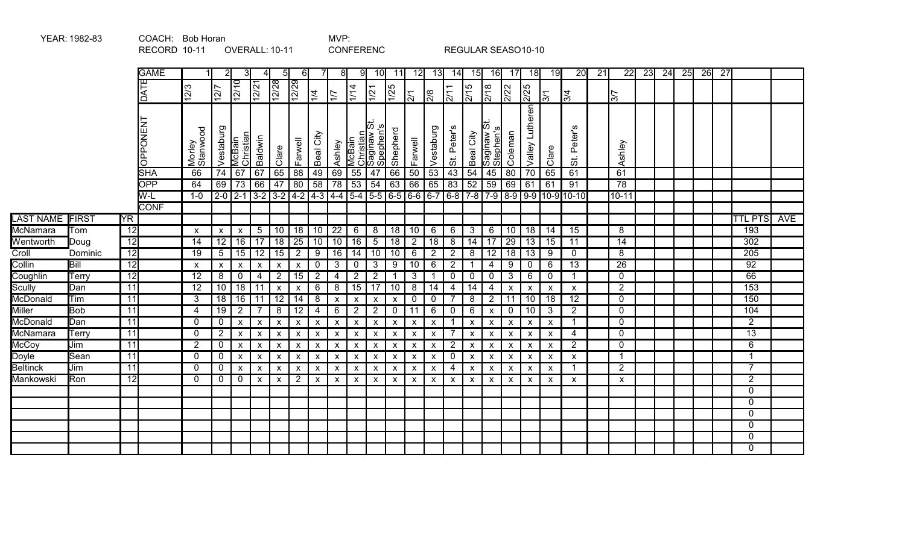YEAR: 1982-83 COACH: Bob Horan MVP:

RECORD 10-11 OVERALL: 10-11 CONFERENC REGULAR SEASO10-10

| | | | GAME | 1 | 2 | 3 | 4 | 5 | 6 | 7 | 8 | 9 | 10 | 11 | 12 | 13 | 14 | 15 | 16 | 17 | 18 | 19 | 20 | 21 | 22 | 23 | 24 | 25 | 26 | 27 | | |
|---|---|---|---|---|---|---|---|---|---|---|---|---|---|---|---|---|---|---|---|---|---|---|---|---|---|---|---|---|---|---|---|---|
| | | | DATE | 12/3 | 12/7 | 12/10 | 12/21 | 12/28 | 12/29 | 1/4 | 1/7 | 1/14 | 1/21 | 1/25 | 2/1 | 2/8 | 2/11 | 2/15 | 2/18 | 2/22 | 2/25 | 3/1 | 3/4 | | 3/7 | | | | | | | |
| | | | OPPONENT | Morley Stanwood | Vestaburg | McBain Christian | Baldwin | Clare | Farwell | Beal City | Ashley | McBain Christian | Saginaw St. Spephen's | Shepherd | Farwell | Vestaburg | St. Peter's | Beal City | Saginaw St. Stephen's | Coleman | Valley Lutheran | Clare | St. Peter's | | Ashley | | | | | | | |
| | | | SHA | 66 | 74 | 67 | 67 | 65 | 88 | 49 | 69 | 55 | 47 | 66 | 50 | 53 | 43 | 54 | 45 | 80 | 70 | 65 | 61 | | 61 | | | | | | | |
| | | | OPP | 64 | 69 | 73 | 66 | 47 | 80 | 58 | 78 | 53 | 54 | 63 | 66 | 65 | 83 | 52 | 59 | 69 | 61 | 61 | 91 | | 78 | | | | | | | |
| | | | W-L | 1-0 | 2-0 | 2-1 | 3-2 | 3-2 | 4-2 | 4-3 | 4-4 | 5-4 | 5-5 | 6-5 | 6-6 | 6-7 | 6-8 | 7-8 | 7-9 | 8-9 | 9-9 | 10-9 | 10-10 | | 10-11 | | | | | | | |
| | | | CONF | | | | | | | | | | | | | | | | | | | | | | | | | | | | | |
| LAST NAME | FIRST | YR | | | | | | | | | | | | | | | | | | | | | | | | | | | | | TTL PTS | AVE |
| McNamara | Tom | 12 | | x | x | x | 5 | 10 | 18 | 10 | 22 | 6 | 8 | 18 | 10 | 6 | 6 | 3 | 6 | 10 | 18 | 14 | 15 | | 8 | | | | | | 193 | |
| Wentworth | Doug | 12 | | 14 | 12 | 16 | 17 | 18 | 25 | 10 | 10 | 16 | 5 | 18 | 2 | 18 | 8 | 14 | 17 | 29 | 13 | 15 | 11 | | 14 | | | | | | 302 | |
| Croll | Dominic | 12 | | 19 | 5 | 15 | 12 | 15 | 2 | 9 | 16 | 14 | 10 | 10 | 6 | 2 | 2 | 8 | 12 | 18 | 13 | 9 | 0 | | 8 | | | | | | 205 | |
| Collin | Bill | 12 | | x | x | x | x | x | x | 0 | 3 | 0 | 3 | 9 | 10 | 6 | 2 | 1 | 4 | 9 | 0 | 6 | 13 | | 26 | | | | | | 92 | |
| Coughlin | Terry | 12 | | 12 | 8 | 0 | 4 | 2 | 15 | 2 | 4 | 2 | 2 | 1 | 3 | 1 | 0 | 0 | 0 | 3 | 6 | 0 | 1 | | 0 | | | | | | 66 | |
| Scully | Dan | 11 | | 12 | 10 | 18 | 11 | x | x | 6 | 8 | 15 | 17 | 10 | 8 | 14 | 4 | 14 | 4 | x | x | x | x | | 2 | | | | | | 153 | |
| McDonald | Tim | 11 | | 3 | 18 | 16 | 11 | 12 | 14 | 8 | x | x | x | x | 0 | 0 | 7 | 8 | 2 | 11 | 10 | 18 | 12 | | 0 | | | | | | 150 | |
| Miller | Bob | 11 | | 4 | 19 | 2 | 7 | 8 | 12 | 4 | 6 | 2 | 2 | 0 | 11 | 6 | 0 | 6 | x | 0 | 10 | 3 | 2 | | 0 | | | | | | 104 | |
| McDonald | Dan | 11 | | 0 | 0 | x | x | x | x | x | x | x | x | x | x | x | 1 | x | x | x | x | x | 1 | | 0 | | | | | | 2 | |
| McNamara | Terry | 11 | | 0 | 2 | x | x | x | x | x | x | x | x | x | x | x | 7 | x | x | x | x | x | 4 | | 0 | | | | | | 13 | |
| McCoy | Jim | 11 | | 2 | 0 | x | x | x | x | x | x | x | x | x | x | x | 2 | x | x | x | x | x | 2 | | 0 | | | | | | 6 | |
| Doyle | Sean | 11 | | 0 | 0 | x | x | x | x | x | x | x | x | x | x | x | 0 | x | x | x | x | x | x | | 1 | | | | | | 1 | |
| Beltinck | Jim | 11 | | 0 | 0 | x | x | x | x | x | x | x | x | x | x | x | 4 | x | x | x | x | x | 1 | | 2 | | | | | | 7 | |
| Mankowski | Ron | 12 | | 0 | 0 | 0 | x | x | 2 | x | x | x | x | x | x | x | x | x | x | x | x | x | x | | x | | | | | | 2 | |
| | | | | | | | | | | | | | | | | | | | | | | | | | | | | | | | 0 | |
| | | | | | | | | | | | | | | | | | | | | | | | | | | | | | | | 0 | |
| | | | | | | | | | | | | | | | | | | | | | | | | | | | | | | | 0 | |
| | | | | | | | | | | | | | | | | | | | | | | | | | | | | | | | 0 | |
| | | | | | | | | | | | | | | | | | | | | | | | | | | | | | | | 0 | |
| | | | | | | | | | | | | | | | | | | | | | | | | | | | | | | | 0 | |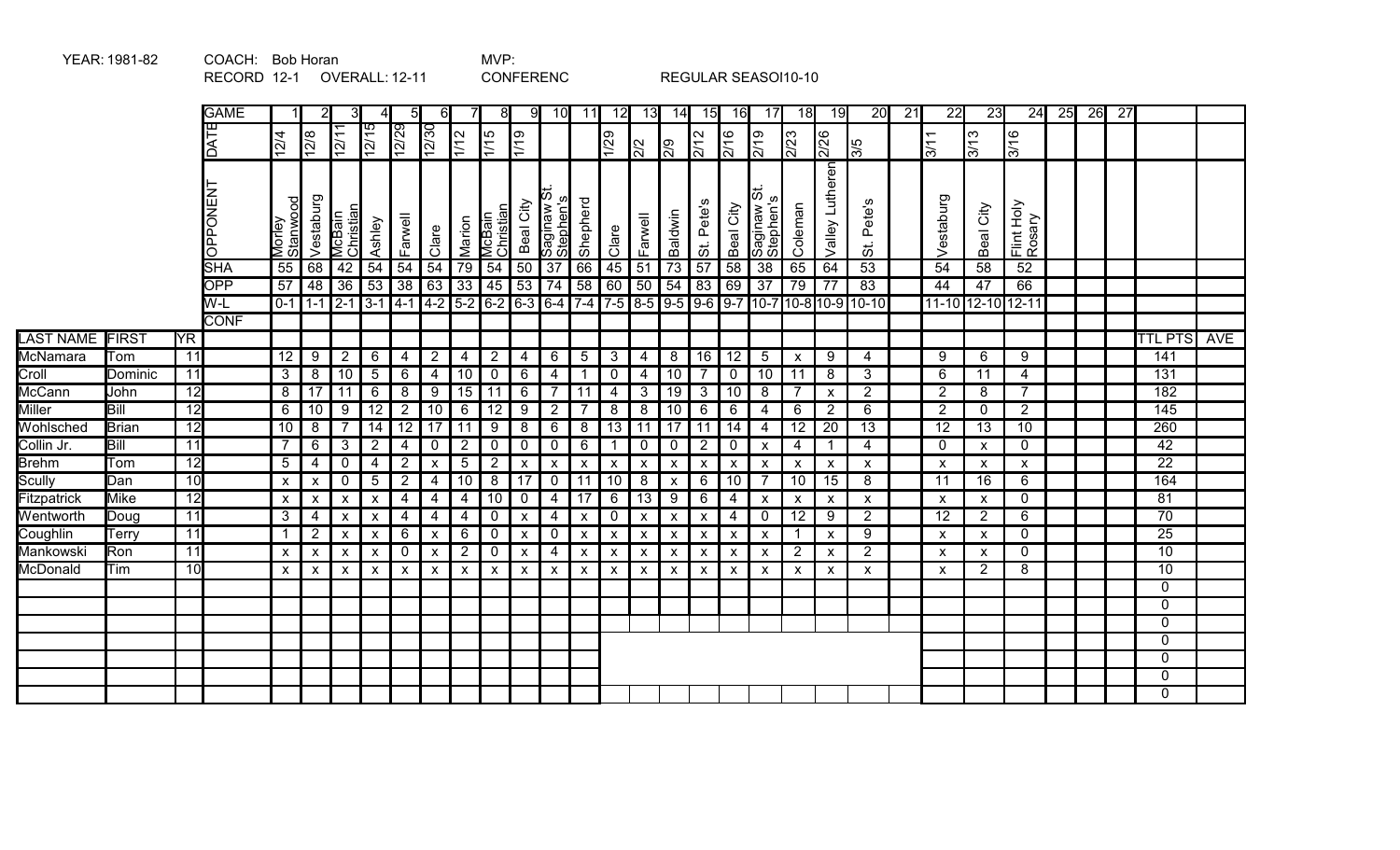YEAR: 1981-82 COACH: Bob Horan MVP:

RECORD 12-1 OVERALL: 12-11 CONFERENC REGULAR SEASOI10-10

| | | | GAME | 1 | 2 | 3 | 4 | 5 | 6 | 7 | 8 | 9 | 10 | 11 | 12 | 13 | 14 | 15 | 16 | 17 | 18 | 19 | 20 | 21 | 22 | 23 | 24 | 25 | 26 | 27 | | |
|---|---|---|---|---|---|---|---|---|---|---|---|---|---|---|---|---|---|---|---|---|---|---|---|---|---|---|---|---|---|---|---|---|
| | | | DATE | 12/4 | 12/8 | 12/11 | 12/15 | 12/29 | 12/30 | 1/12 | 1/15 | 1/19 | | | 1/29 | 2/2 | 2/9 | 2/12 | 2/16 | 2/19 | 2/23 | 2/26 | 3/5 | | 3/11 | 3/13 | 3/16 | | | | | |
| | | | OPPONENT | Morley Stanwood | Vestaburg | McBain Christian | Ashley | Farwell | Clare | Marion | McBain Christian | Beal City | Saginaw St. Stephen's | Shepherd | Clare | Farwell | Baldwin | St. Pete's | Beal City | Saginaw St. Stephen's | Coleman | Valley Lutheran | St. Pete's | | Vestaburg | Beal City | Flint Holy Rosary | | | | | |
| | | | SHA | 55 | 68 | 42 | 54 | 54 | 54 | 79 | 54 | 50 | 37 | 66 | 45 | 51 | 73 | 57 | 58 | 38 | 65 | 64 | 53 | | 54 | 58 | 52 | | | | | |
| | | | OPP | 57 | 48 | 36 | 53 | 38 | 63 | 33 | 45 | 53 | 74 | 58 | 60 | 50 | 54 | 83 | 69 | 37 | 79 | 77 | 83 | | 44 | 47 | 66 | | | | | |
| | | | W-L | 0-1 | 1-1 | 2-1 | 3-1 | 4-1 | 4-2 | 5-2 | 6-2 | 6-3 | 6-4 | 7-4 | 7-5 | 8-5 | 9-5 | 9-6 | 9-7 | 10-7 | 10-8 | 10-9 | 10-10 | | 11-10 | 12-10 | 12-11 | | | | | |
| | | | CONF | | | | | | | | | | | | | | | | | | | | | | | | | | | | | |
| LAST NAME | FIRST | YR | | | | | | | | | | | | | | | | | | | | | | | | | | | | | TTL PTS | AVE |
| McNamara | Tom | 11 | | 12 | 9 | 2 | 6 | 4 | 2 | 4 | 2 | 4 | 6 | 5 | 3 | 4 | 8 | 16 | 12 | 5 | x | 9 | 4 | | 9 | 6 | 9 | | | | 141 | |
| Croll | Dominic | 11 | | 3 | 8 | 10 | 5 | 6 | 4 | 10 | 0 | 6 | 4 | 1 | 0 | 4 | 10 | 7 | 0 | 10 | 11 | 8 | 3 | | 6 | 11 | 4 | | | | 131 | |
| McCann | John | 12 | | 8 | 17 | 11 | 6 | 8 | 9 | 15 | 11 | 6 | 7 | 11 | 4 | 3 | 19 | 3 | 10 | 8 | 7 | x | 2 | | 2 | 8 | 7 | | | | 182 | |
| Miller | Bill | 12 | | 6 | 10 | 9 | 12 | 2 | 10 | 6 | 12 | 9 | 2 | 7 | 8 | 8 | 10 | 6 | 6 | 4 | 6 | 2 | 6 | | 2 | 0 | 2 | | | | 145 | |
| Wohlsched | Brian | 12 | | 10 | 8 | 7 | 14 | 12 | 17 | 11 | 9 | 8 | 6 | 8 | 13 | 11 | 17 | 11 | 14 | 4 | 12 | 20 | 13 | | 12 | 13 | 10 | | | | 260 | |
| Collin Jr. | Bill | 11 | | 7 | 6 | 3 | 2 | 4 | 0 | 2 | 0 | 0 | 0 | 6 | 1 | 0 | 0 | 2 | 0 | x | 4 | 1 | 4 | | 0 | x | 0 | | | | 42 | |
| Brehm | Tom | 12 | | 5 | 4 | 0 | 4 | 2 | x | 5 | 2 | x | x | x | x | x | x | x | x | x | x | x | x | | x | x | x | | | | 22 | |
| Scully | Dan | 10 | | x | x | 0 | 5 | 2 | 4 | 10 | 8 | 17 | 0 | 11 | 10 | 8 | x | 6 | 10 | 7 | 10 | 15 | 8 | | 11 | 16 | 6 | | | | 164 | |
| Fitzpatrick | Mike | 12 | | x | x | x | x | 4 | 4 | 4 | 10 | 0 | 4 | 17 | 6 | 13 | 9 | 6 | 4 | x | x | x | x | | x | x | 0 | | | | 81 | |
| Wentworth | Doug | 11 | | 3 | 4 | x | x | 4 | 4 | 4 | 0 | x | 4 | x | 0 | x | x | x | 4 | 0 | 12 | 9 | 2 | | 12 | 2 | 6 | | | | 70 | |
| Coughlin | Terry | 11 | | 1 | 2 | x | x | 6 | x | 6 | 0 | x | 0 | x | x | x | x | x | x | x | 1 | x | 9 | | x | x | 0 | | | | 25 | |
| Mankowski | Ron | 11 | | x | x | x | x | 0 | x | 2 | 0 | x | 4 | x | x | x | x | x | x | x | 2 | x | 2 | | x | x | 0 | | | | 10 | |
| McDonald | Tim | 10 | | x | x | x | x | x | x | x | x | x | x | x | x | x | x | x | x | x | x | x | x | | x | 2 | 8 | | | | 10 | |
| | | | | | | | | | | | | | | | | | | | | | | | | | | | | | | | 0 | |
| | | | | | | | | | | | | | | | | | | | | | | | | | | | | | | | 0 | |
| | | | | | | | | | | | | | | | | | | | | | | | | | | | | | | | 0 | |
| | | | | | | | | | | | | | | | | | | | | | | | | | | | | | | | 0 | |
| | | | | | | | | | | | | | | | | | | | | | | | | | | | | | | | 0 | |
| | | | | | | | | | | | | | | | | | | | | | | | | | | | | | | | 0 | |
| | | | | | | | | | | | | | | | | | | | | | | | | | | | | | | | 0 | |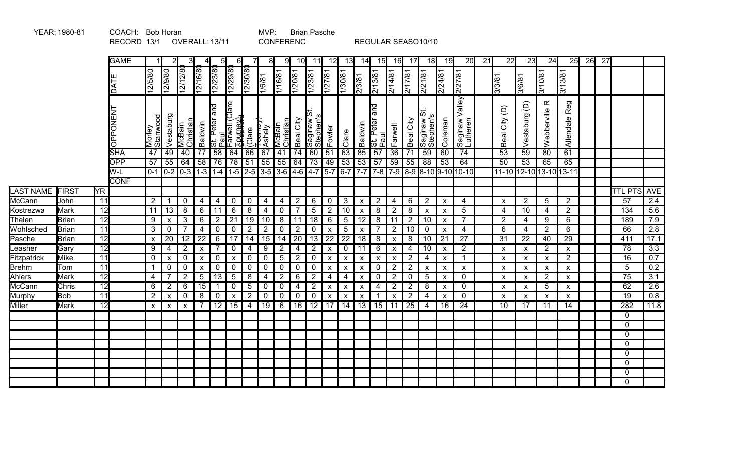YEAR: 1980-81 COACH: Bob Horan MVP: Brian Pasche

RECORD 13/1 OVERALL: 13/11 CONFERENC REGULAR SEASO10/10

| | | | GAME | 1 | 2 | 3 | 4 | 5 | 6 | 7 | 8 | 9 | 10 | 11 | 12 | 13 | 14 | 15 | 16 | 17 | 18 | 19 | 20 | 21 | 22 | 23 | 24 | 25 | 26 | 27 | | |
|---|---|---|---|---|---|---|---|---|---|---|---|---|---|---|---|---|---|---|---|---|---|---|---|---|---|---|---|---|---|---|---|---|
| | | | DATE | 12/5/80 | 12/9/80 | 12/12/80 | 12/16/80 | 12/23/80 | 12/29/80 | 12/30/80 | 1/6/81 | 1/16/81 | 1/20/81 | 1/23/81 | 1/27/81 | 1/30/81 | 2/3/81 | 2/13/81 | 2/14/81 | 2/17/81 | 2/21/81 | 2/24/81 | 2/27/81 | | 3/3/81 | 3/6/81 | 3/10/81 | 3/13/81 | | | | |
| | | | OPPONENT | Morley Stanwood | Vestaburg | McBain Christian | Baldwin | St. Peter and Paul | Farwell (Clare Tourney) | Shepherd (Clare Tourney) | Ashely | McBain Christian | Beal City | Saginaw St. Stephen's | Fowler | Clare | Baldwin | St. Peter and Paul | Farwell | Beal City | Saginaw St. Stephen's | Coleman | Saginaw Valley Lutheren | | Beal City (D) | Vestaburg (D) | Webberville R | Allendale Reg | | | | |
| | | | SHA | 47 | 49 | 40 | 77 | 58 | 64 | 66 | 67 | 41 | 74 | 60 | 51 | 63 | 85 | 57 | 36 | 71 | 59 | 60 | 74 | | 53 | 59 | 80 | 61 | | | | |
| | | | OPP | 57 | 55 | 64 | 58 | 76 | 78 | 51 | 55 | 55 | 64 | 73 | 49 | 53 | 53 | 57 | 59 | 55 | 88 | 53 | 64 | | 50 | 53 | 65 | 65 | | | | |
| | | | W-L | 0-1 | 0-2 | 0-3 | 1-3 | 1-4 | 1-5 | 2-5 | 3-5 | 3-6 | 4-6 | 4-7 | 5-7 | 6-7 | 7-7 | 7-8 | 7-9 | 8-9 | 8-10 | 9-10 | 10-10 | | 11-10 | 12-10 | 13-10 | 13-11 | | | | |
| | | | CONF | | | | | | | | | | | | | | | | | | | | | | | | | | | | | |
| LAST NAME | FIRST | YR | | | | | | | | | | | | | | | | | | | | | | | | | | | | | TTL PTS | AVE |
| McCann | John | 11 | | 2 | 1 | 0 | 4 | 4 | 0 | 0 | 4 | 4 | 2 | 6 | 0 | 3 | x | 2 | 4 | 6 | 2 | x | 4 | | x | 2 | 5 | 2 | | | 57 | 2.4 |
| Kostrezwa | Mark | 12 | | 11 | 13 | 8 | 6 | 11 | 6 | 8 | 4 | 0 | 7 | 5 | 2 | 10 | x | 8 | 2 | 8 | x | x | 5 | | 4 | 10 | 4 | 2 | | | 134 | 5.6 |
| Thelen | Brian | 12 | | 9 | x | 3 | 6 | 2 | 21 | 19 | 10 | 8 | 11 | 18 | 6 | 5 | 12 | 8 | 11 | 2 | 10 | x | 7 | | 2 | 4 | 9 | 6 | | | 189 | 7.9 |
| Wohlsched | Brian | 11 | | 3 | 0 | 7 | 4 | 0 | 0 | 2 | 2 | 0 | 2 | 0 | x | 5 | x | 7 | 2 | 10 | 0 | x | 4 | | 6 | 4 | 2 | 6 | | | 66 | 2.8 |
| Pasche | Brian | 12 | | x | 20 | 12 | 22 | 6 | 17 | 14 | 15 | 14 | 20 | 13 | 22 | 22 | 18 | 8 | x | 8 | 10 | 21 | 27 | | 31 | 22 | 40 | 29 | | | 411 | 17.1 |
| Leasher | Gary | 12 | | 9 | 4 | 2 | x | 7 | 0 | 4 | 9 | 2 | 4 | 2 | x | 0 | 11 | 6 | x | 4 | 10 | x | 2 | | x | x | 2 | x | | | 78 | 3.3 |
| Fitzpatrick | Mike | 11 | | 0 | x | 0 | x | 0 | x | 0 | 0 | 5 | 2 | 0 | x | x | x | x | x | 2 | 4 | x | 1 | | x | x | x | 2 | | | 16 | 0.7 |
| Brehm | Tom | 11 | | 1 | 0 | 0 | x | 0 | 0 | 0 | 0 | 0 | 0 | 0 | x | x | x | 0 | 2 | 2 | x | x | x | | x | x | x | x | | | 5 | 0.2 |
| Ahlers | Mark | 12 | | 4 | 7 | 2 | 5 | 13 | 5 | 8 | 4 | 2 | 6 | 2 | 4 | 4 | x | 0 | 2 | 0 | 5 | x | 0 | | x | x | 2 | x | | | 75 | 3.1 |
| McCann | Chris | 12 | | 6 | 2 | 6 | 15 | 1 | 0 | 5 | 0 | 0 | 4 | 2 | x | x | x | 4 | 2 | 2 | 8 | x | 0 | | x | x | 5 | x | | | 62 | 2.6 |
| Murphy | Bob | 11 | | 2 | x | 0 | 8 | 0 | x | 2 | 0 | 0 | 0 | 0 | x | x | x | 1 | x | 2 | 4 | x | 0 | | x | x | x | x | | | 19 | 0.8 |
| Miller | Mark | 12 | | x | x | x | 7 | 12 | 15 | 4 | 19 | 6 | 16 | 12 | 17 | 14 | 13 | 15 | 11 | 25 | 4 | 16 | 24 | | 10 | 17 | 11 | 14 | | | 282 | 11.8 |
| | | | | | | | | | | | | | | | | | | | | | | | | | | | | | | | 0 | |
| | | | | | | | | | | | | | | | | | | | | | | | | | | | | | | | 0 | |
| | | | | | | | | | | | | | | | | | | | | | | | | | | | | | | | 0 | |
| | | | | | | | | | | | | | | | | | | | | | | | | | | | | | | | 0 | |
| | | | | | | | | | | | | | | | | | | | | | | | | | | | | | | | 0 | |
| | | | | | | | | | | | | | | | | | | | | | | | | | | | | | | | 0 | |
| | | | | | | | | | | | | | | | | | | | | | | | | | | | | | | | 0 | |
| | | | | | | | | | | | | | | | | | | | | | | | | | | | | | | | 0 | |